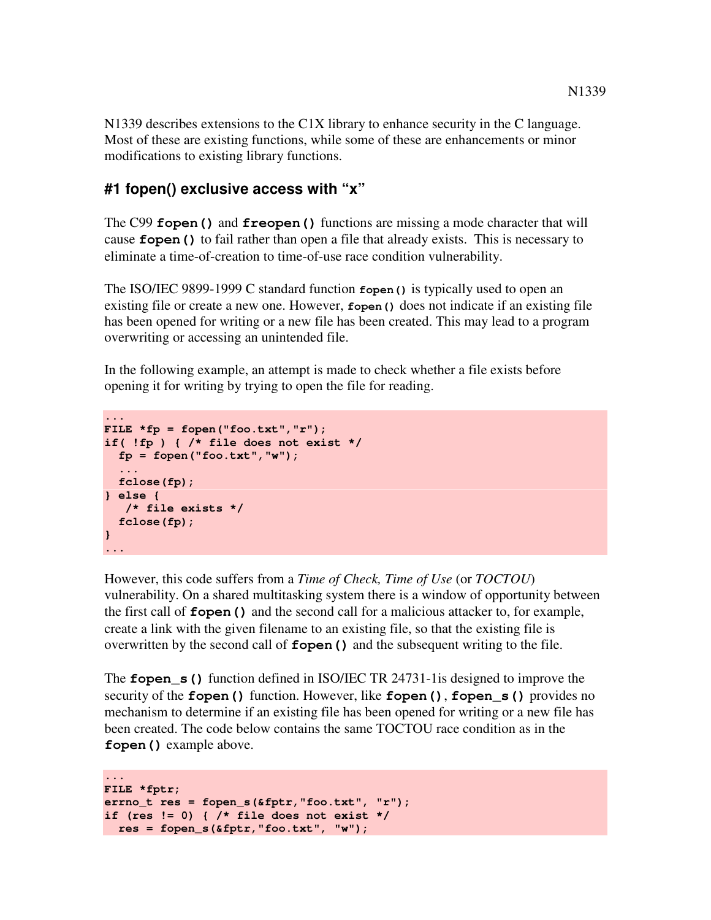N1339 describes extensions to the C1X library to enhance security in the C language. Most of these are existing functions, while some of these are enhancements or minor modifications to existing library functions.

## #1 fopen() exclusive access with "x"

The C99 **fopen()** and **freopen()** functions are missing a mode character that will cause **fopen()** to fail rather than open a file that already exists. This is necessary to eliminate a time-of-creation to time-of-use race condition vulnerability.

The ISO/IEC 9899-1999 C standard function **fopen()** is typically used to open an existing file or create a new one. However, **fopen()** does not indicate if an existing file has been opened for writing or a new file has been created. This may lead to a program overwriting or accessing an unintended file.

In the following example, an attempt is made to check whether a file exists before opening it for writing by trying to open the file for reading.

```
...
FILE *fp = fopen("foo.txt","r");
if( !fp ) { /* file does not exist */
  fp = fopen("foo.txt","w");
  ...
  fclose(fp);
} else {
   /* file exists */
  fclose(fp);
}
...
```

However, this code suffers from a *Time of Check, Time of Use* (or *TOCTOU*) vulnerability. On a shared multitasking system there is a window of opportunity between the first call of **fopen()** and the second call for a malicious attacker to, for example, create a link with the given filename to an existing file, so that the existing file is overwritten by the second call of **fopen()** and the subsequent writing to the file.

The **fopen_s()** function defined in ISO/IEC TR 24731-1is designed to improve the security of the **fopen()** function. However, like **fopen()**, **fopen_s()** provides no mechanism to determine if an existing file has been opened for writing or a new file has been created. The code below contains the same TOCTOU race condition as in the **fopen()** example above.

```
...
FILE *fptr;
errno_t res = fopen_s(&fptr,"foo.txt", "r");
if (res != 0) { /* file does not exist */
  res = fopen_s(&fptr,"foo.txt", "w");
```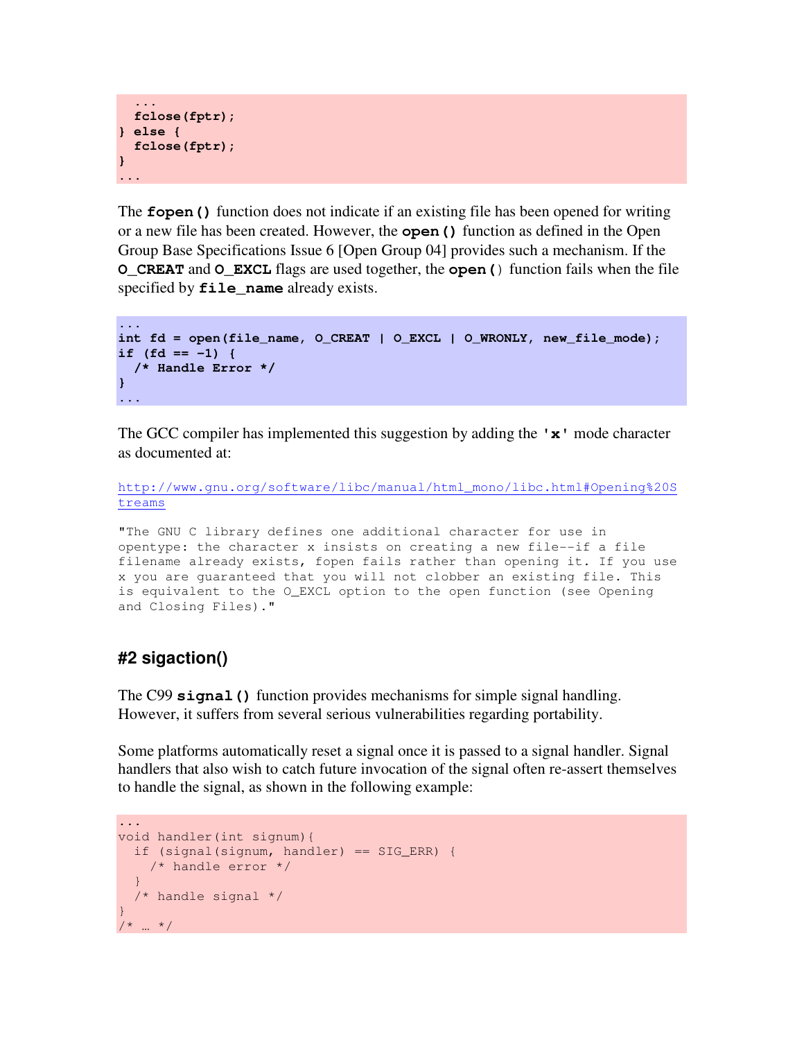```
  ...
  fclose(fptr);
} else {
  fclose(fptr);
}
...
```

The **fopen()** function does not indicate if an existing file has been opened for writing or a new file has been created. However, the **open()** function as defined in the Open Group Base Specifications Issue 6 [Open Group 04] provides such a mechanism. If the **O_CREAT** and **O_EXCL** flags are used together, the **open()** function fails when the file specified by **file_name** already exists.

```
...
int fd = open(file_name, O_CREAT | O_EXCL | O_WRONLY, new_file_mode);
if (fd == -1) {
  /* Handle Error */
}
...
```

The GCC compiler has implemented this suggestion by adding the **'x'** mode character as documented at:

http://www.gnu.org/software/libc/manual/html_mono/libc.html#Opening%20Streams

```
"The GNU C library defines one additional character for use in
opentype: the character x insists on creating a new file--if a file
filename already exists, fopen fails rather than opening it. If you use
x you are guaranteed that you will not clobber an existing file. This
is equivalent to the O_EXCL option to the open function (see Opening
and Closing Files)."
```

## #2 sigaction()

The C99 **signal()** function provides mechanisms for simple signal handling. However, it suffers from several serious vulnerabilities regarding portability.

Some platforms automatically reset a signal once it is passed to a signal handler. Signal handlers that also wish to catch future invocation of the signal often re-assert themselves to handle the signal, as shown in the following example:

```
...
void handler(int signum){
  if (signal(signum, handler) == SIG_ERR) {
    /* handle error */
  }
  /* handle signal */
}
/* … */
```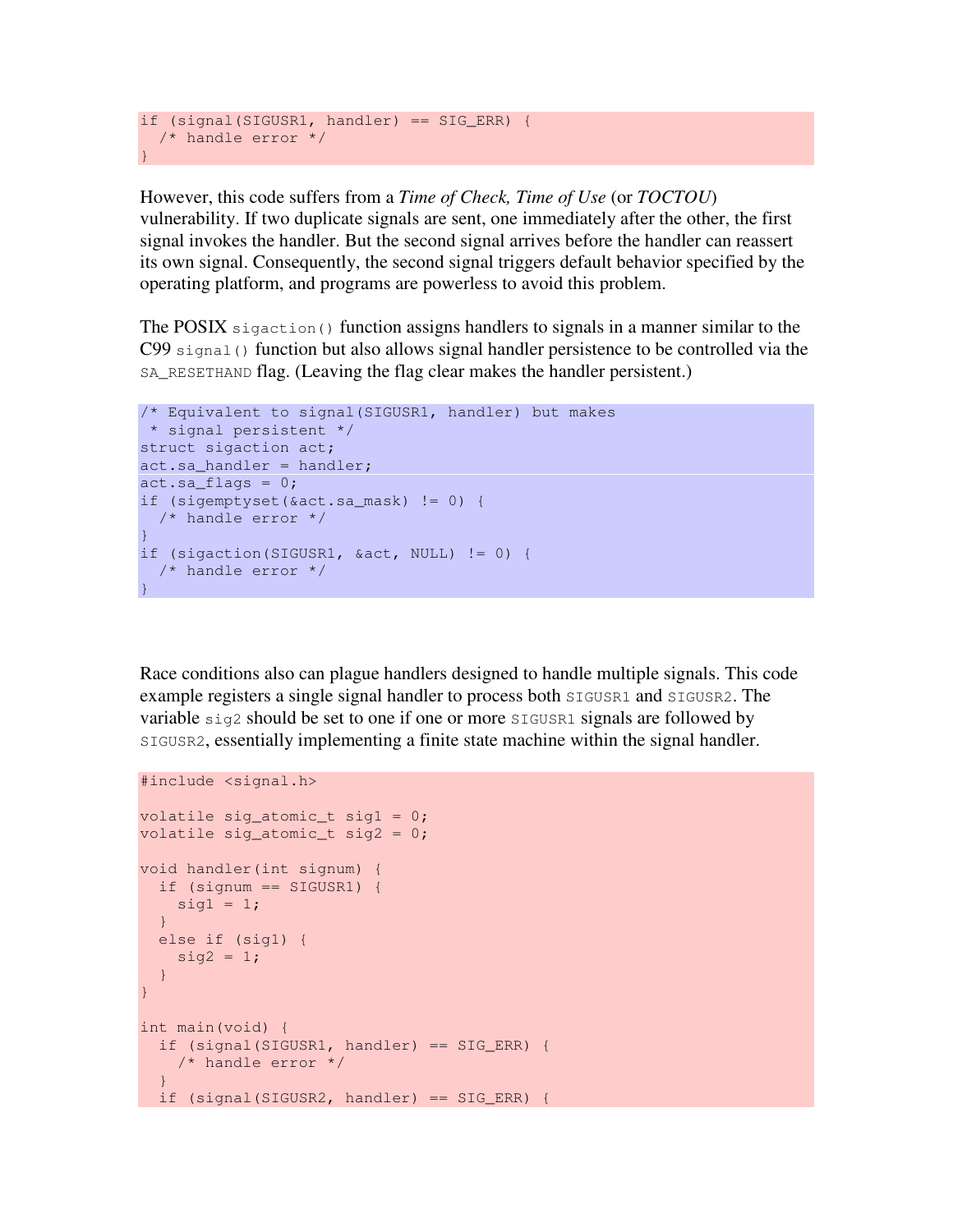```
if (signal(SIGUSR1, handler) == SIG_ERR) {
  /* handle error */
}
```

However, this code suffers from a *Time of Check, Time of Use* (or *TOCTOU*) vulnerability. If two duplicate signals are sent, one immediately after the other, the first signal invokes the handler. But the second signal arrives before the handler can reassert its own signal. Consequently, the second signal triggers default behavior specified by the operating platform, and programs are powerless to avoid this problem.

The POSIX `sigaction()` function assigns handlers to signals in a manner similar to the C99 `signal()` function but also allows signal handler persistence to be controlled via the `SA_RESETHAND` flag. (Leaving the flag clear makes the handler persistent.)

```
/* Equivalent to signal(SIGUSR1, handler) but makes
 * signal persistent */
struct sigaction act;
act.sa_handler = handler;
act.sa_flags = 0;
if (sigemptyset(&act.sa_mask) != 0) {
  /* handle error */
}
if (sigaction(SIGUSR1, &act, NULL) != 0) {
  /* handle error */
}
```

Race conditions also can plague handlers designed to handle multiple signals. This code example registers a single signal handler to process both `SIGUSR1` and `SIGUSR2`. The variable `sig2` should be set to one if one or more `SIGUSR1` signals are followed by `SIGUSR2`, essentially implementing a finite state machine within the signal handler.

```
#include <signal.h>

volatile sig_atomic_t sig1 = 0;
volatile sig_atomic_t sig2 = 0;

void handler(int signum) {
  if (signum == SIGUSR1) {
    sig1 = 1;
  }
  else if (sig1) {
    sig2 = 1;
  }
}

int main(void) {
  if (signal(SIGUSR1, handler) == SIG_ERR) {
    /* handle error */
  }
  if (signal(SIGUSR2, handler) == SIG_ERR) {
```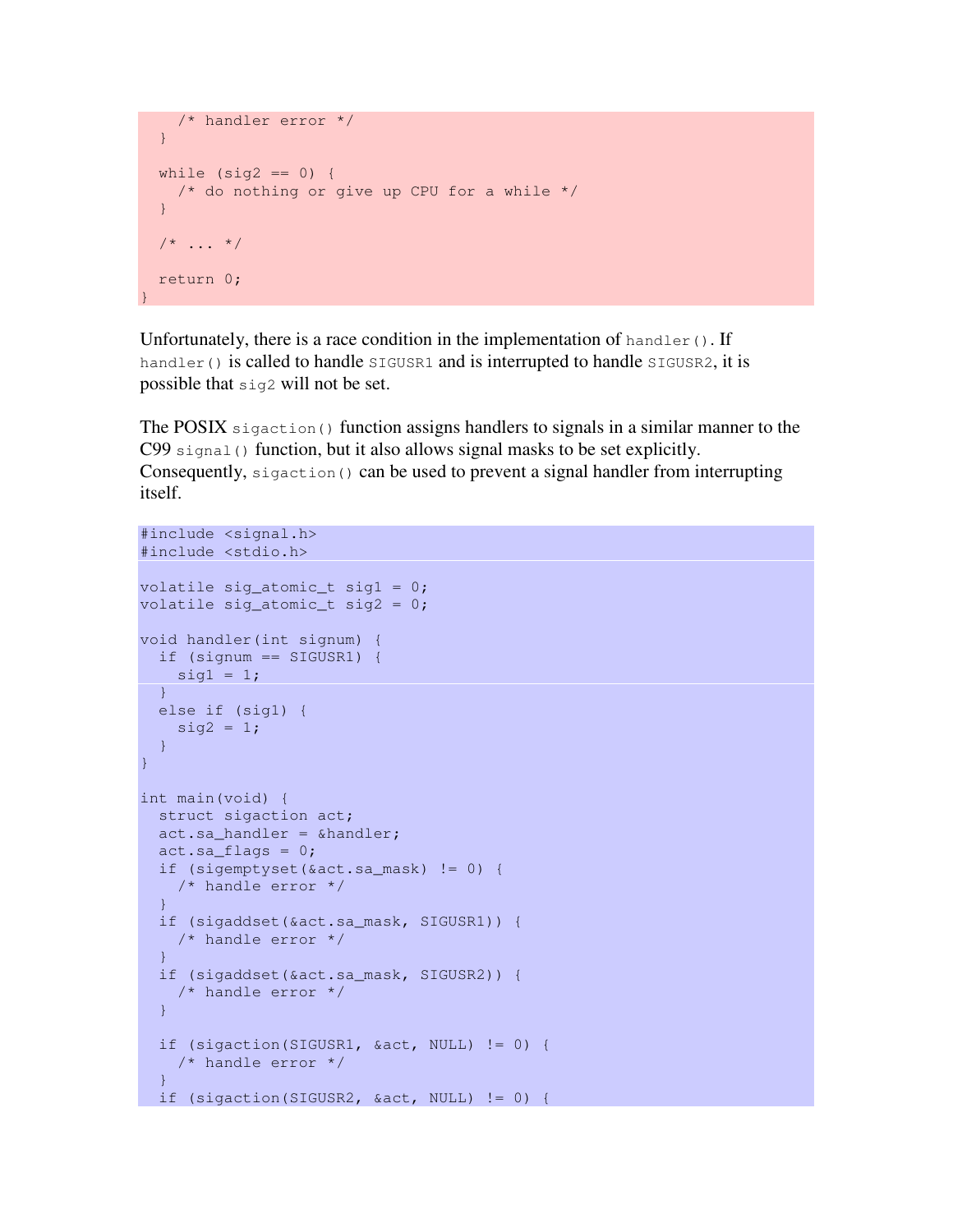```
    /* handler error */
  }

  while (sig2 == 0) {
    /* do nothing or give up CPU for a while */
  }

  /* ... */

  return 0;
}
```

Unfortunately, there is a race condition in the implementation of `handler()`. If `handler()` is called to handle `SIGUSR1` and is interrupted to handle `SIGUSR2`, it is possible that `sig2` will not be set.

The POSIX `sigaction()` function assigns handlers to signals in a similar manner to the C99 `signal()` function, but it also allows signal masks to be set explicitly. Consequently, `sigaction()` can be used to prevent a signal handler from interrupting itself.

```
#include <signal.h>
#include <stdio.h>

volatile sig_atomic_t sig1 = 0;
volatile sig_atomic_t sig2 = 0;

void handler(int signum) {
  if (signum == SIGUSR1) {
    sig1 = 1;
  }
  else if (sig1) {
    sig2 = 1;
  }
}

int main(void) {
  struct sigaction act;
  act.sa_handler = &handler;
  act.sa_flags = 0;
  if (sigemptyset(&act.sa_mask) != 0) {
    /* handle error */
  }
  if (sigaddset(&act.sa_mask, SIGUSR1)) {
    /* handle error */
  }
  if (sigaddset(&act.sa_mask, SIGUSR2)) {
    /* handle error */
  }

  if (sigaction(SIGUSR1, &act, NULL) != 0) {
    /* handle error */
  }
  if (sigaction(SIGUSR2, &act, NULL) != 0) {
```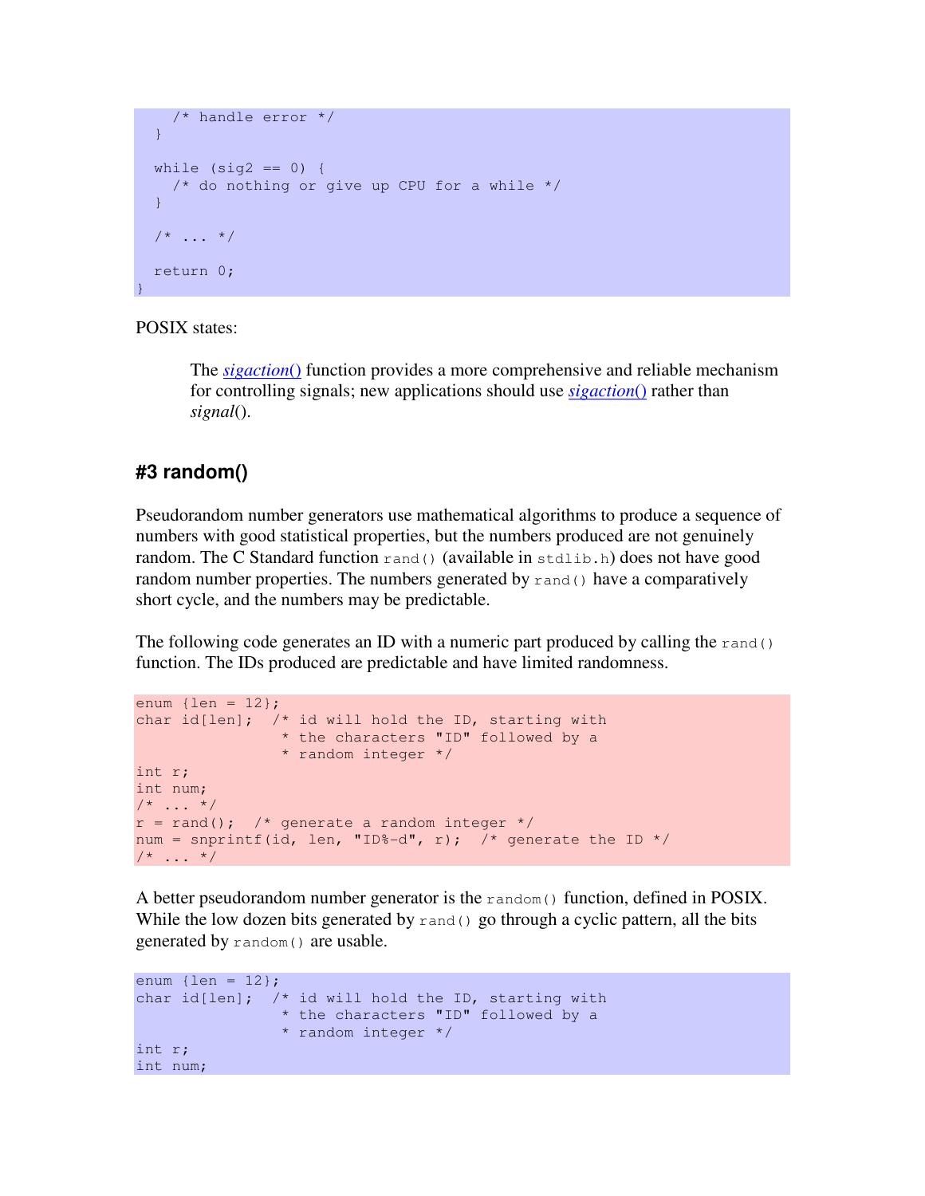```
    /* handle error */
  }

  while (sig2 == 0) {
    /* do nothing or give up CPU for a while */
  }

  /* ... */

  return 0;
}
```

POSIX states:

> The *sigaction()* function provides a more comprehensive and reliable mechanism for controlling signals; new applications should use *sigaction()* rather than *signal*().

### #3 random()

Pseudorandom number generators use mathematical algorithms to produce a sequence of numbers with good statistical properties, but the numbers produced are not genuinely random. The C Standard function `rand()` (available in `stdlib.h`) does not have good random number properties. The numbers generated by `rand()` have a comparatively short cycle, and the numbers may be predictable.

The following code generates an ID with a numeric part produced by calling the `rand()` function. The IDs produced are predictable and have limited randomness.

```
enum {len = 12};
char id[len];  /* id will hold the ID, starting with
                * the characters "ID" followed by a
                * random integer */
int r;
int num;
/* ... */
r = rand();  /* generate a random integer */
num = snprintf(id, len, "ID%-d", r);  /* generate the ID */
/* ... */
```

A better pseudorandom number generator is the `random()` function, defined in POSIX. While the low dozen bits generated by `rand()` go through a cyclic pattern, all the bits generated by `random()` are usable.

```
enum {len = 12};
char id[len];  /* id will hold the ID, starting with
                * the characters "ID" followed by a
                * random integer */
int r;
int num;
```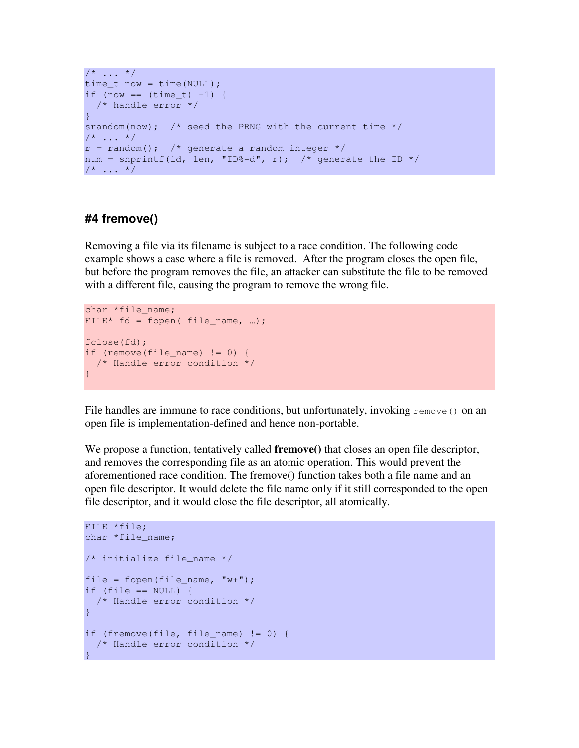```
/* ... */
time_t now = time(NULL);
if (now == (time_t) -1) {
  /* handle error */
}
srandom(now);  /* seed the PRNG with the current time */
/* ... */
r = random();  /* generate a random integer */
num = snprintf(id, len, "ID%-d", r);  /* generate the ID */
/* ... */
```

### #4 fremove()

Removing a file via its filename is subject to a race condition. The following code example shows a case where a file is removed. After the program closes the open file, but before the program removes the file, an attacker can substitute the file to be removed with a different file, causing the program to remove the wrong file.

```
char *file_name;
FILE* fd = fopen( file_name, …);

fclose(fd);
if (remove(file_name) != 0) {
  /* Handle error condition */
}
```

File handles are immune to race conditions, but unfortunately, invoking `remove()` on an open file is implementation-defined and hence non-portable.

We propose a function, tentatively called **fremove()** that closes an open file descriptor, and removes the corresponding file as an atomic operation. This would prevent the aforementioned race condition. The fremove() function takes both a file name and an open file descriptor. It would delete the file name only if it still corresponded to the open file descriptor, and it would close the file descriptor, all atomically.

```
FILE *file;
char *file_name;

/* initialize file_name */

file = fopen(file_name, "w+");
if (file == NULL) {
  /* Handle error condition */
}

if (fremove(file, file_name) != 0) {
  /* Handle error condition */
}
```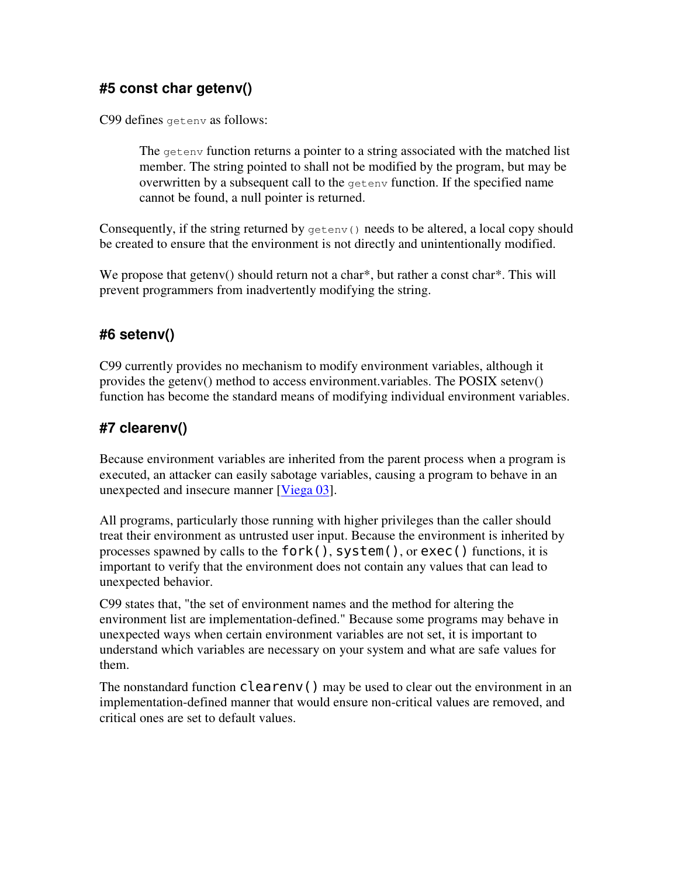### #5 const char getenv()

C99 defines `getenv` as follows:

> The `getenv` function returns a pointer to a string associated with the matched list member. The string pointed to shall not be modified by the program, but may be overwritten by a subsequent call to the `getenv` function. If the specified name cannot be found, a null pointer is returned.

Consequently, if the string returned by `getenv()` needs to be altered, a local copy should be created to ensure that the environment is not directly and unintentionally modified.

We propose that getenv() should return not a char*, but rather a const char*. This will prevent programmers from inadvertently modifying the string.

### #6 setenv()

C99 currently provides no mechanism to modify environment variables, although it provides the getenv() method to access environment.variables. The POSIX setenv() function has become the standard means of modifying individual environment variables.

### #7 clearenv()

Because environment variables are inherited from the parent process when a program is executed, an attacker can easily sabotage variables, causing a program to behave in an unexpected and insecure manner [Viega 03].

All programs, particularly those running with higher privileges than the caller should treat their environment as untrusted user input. Because the environment is inherited by processes spawned by calls to the `fork()`, `system()`, or `exec()` functions, it is important to verify that the environment does not contain any values that can lead to unexpected behavior.

C99 states that, "the set of environment names and the method for altering the environment list are implementation-defined." Because some programs may behave in unexpected ways when certain environment variables are not set, it is important to understand which variables are necessary on your system and what are safe values for them.

The nonstandard function `clearenv()` may be used to clear out the environment in an implementation-defined manner that would ensure non-critical values are removed, and critical ones are set to default values.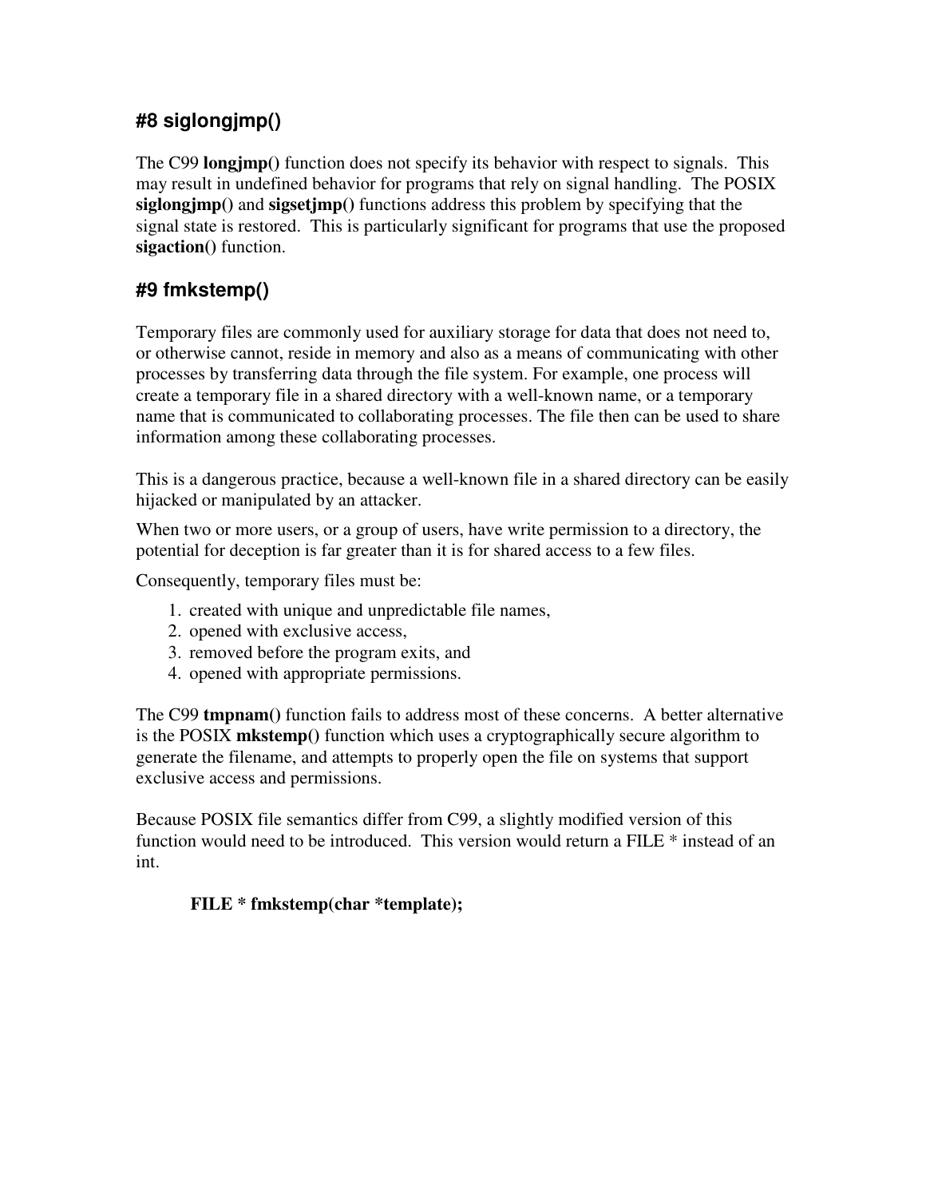## #8 siglongjmp()

The C99 **longjmp()** function does not specify its behavior with respect to signals. This may result in undefined behavior for programs that rely on signal handling. The POSIX **siglongjmp()** and **sigsetjmp()** functions address this problem by specifying that the signal state is restored. This is particularly significant for programs that use the proposed **sigaction()** function.

## #9 fmkstemp()

Temporary files are commonly used for auxiliary storage for data that does not need to, or otherwise cannot, reside in memory and also as a means of communicating with other processes by transferring data through the file system. For example, one process will create a temporary file in a shared directory with a well-known name, or a temporary name that is communicated to collaborating processes. The file then can be used to share information among these collaborating processes.

This is a dangerous practice, because a well-known file in a shared directory can be easily hijacked or manipulated by an attacker.

When two or more users, or a group of users, have write permission to a directory, the potential for deception is far greater than it is for shared access to a few files.

Consequently, temporary files must be:

1. created with unique and unpredictable file names,
2. opened with exclusive access,
3. removed before the program exits, and
4. opened with appropriate permissions.

The C99 **tmpnam()** function fails to address most of these concerns. A better alternative is the POSIX **mkstemp()** function which uses a cryptographically secure algorithm to generate the filename, and attempts to properly open the file on systems that support exclusive access and permissions.

Because POSIX file semantics differ from C99, a slightly modified version of this function would need to be introduced. This version would return a FILE * instead of an int.

```
FILE * fmkstemp(char *template);
```